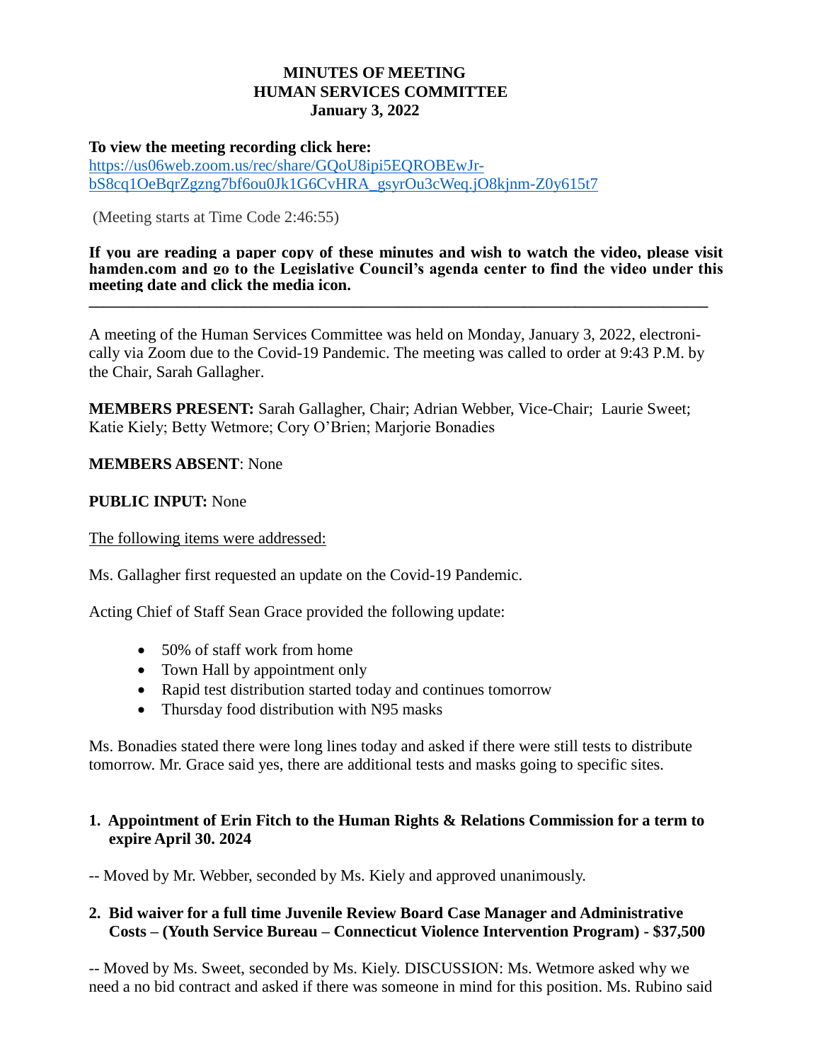# MINUTES OF MEETING
# HUMAN SERVICES COMMITTEE
## January 3, 2022

**To view the meeting recording click here:**
https://us06web.zoom.us/rec/share/GQoU8ipi5EQROBEwJr-bS8cq1OeBqrZgzng7bf6ou0Jk1G6CvHRA_gsyrOu3cWeq.jO8kjnm-Z0y615t7

(Meeting starts at Time Code 2:46:55)

**If you are reading a paper copy of these minutes and wish to watch the video, please visit hamden.com and go to the Legislative Council's agenda center to find the video under this meeting date and click the media icon.**

---

A meeting of the Human Services Committee was held on Monday, January 3, 2022, electronically via Zoom due to the Covid-19 Pandemic. The meeting was called to order at 9:43 P.M. by the Chair, Sarah Gallagher.

**MEMBERS PRESENT:** Sarah Gallagher, Chair; Adrian Webber, Vice-Chair; Laurie Sweet; Katie Kiely; Betty Wetmore; Cory O'Brien; Marjorie Bonadies

**MEMBERS ABSENT**: None

**PUBLIC INPUT:** None

The following items were addressed:

Ms. Gallagher first requested an update on the Covid-19 Pandemic.

Acting Chief of Staff Sean Grace provided the following update:

- 50% of staff work from home
- Town Hall by appointment only
- Rapid test distribution started today and continues tomorrow
- Thursday food distribution with N95 masks

Ms. Bonadies stated there were long lines today and asked if there were still tests to distribute tomorrow. Mr. Grace said yes, there are additional tests and masks going to specific sites.

**1. Appointment of Erin Fitch to the Human Rights & Relations Commission for a term to expire April 30. 2024**

-- Moved by Mr. Webber, seconded by Ms. Kiely and approved unanimously.

**2. Bid waiver for a full time Juvenile Review Board Case Manager and Administrative Costs – (Youth Service Bureau – Connecticut Violence Intervention Program) - $37,500**

-- Moved by Ms. Sweet, seconded by Ms. Kiely. DISCUSSION: Ms. Wetmore asked why we need a no bid contract and asked if there was someone in mind for this position. Ms. Rubino said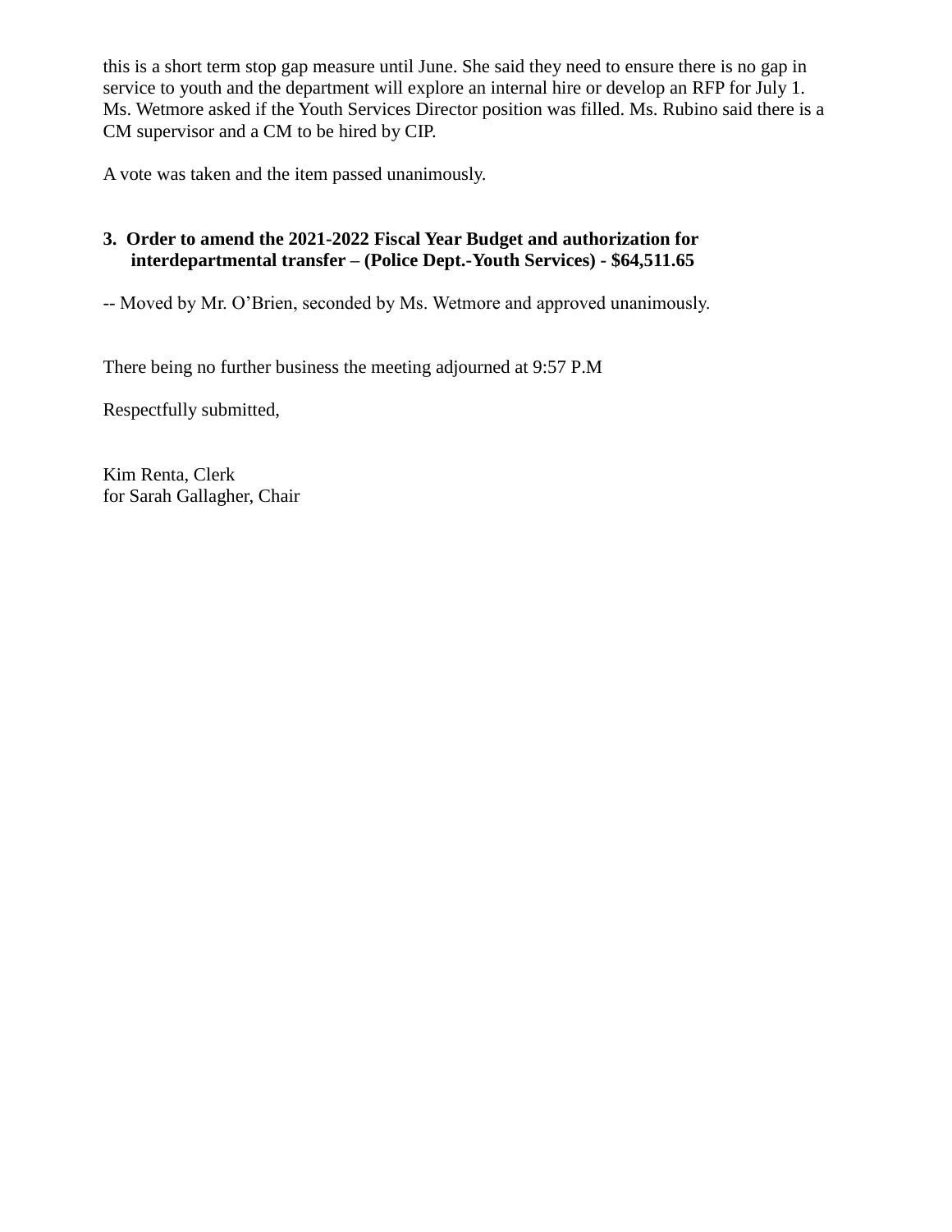this is a short term stop gap measure until June. She said they need to ensure there is no gap in service to youth and the department will explore an internal hire or develop an RFP for July 1. Ms. Wetmore asked if the Youth Services Director position was filled. Ms. Rubino said there is a CM supervisor and a CM to be hired by CIP.

A vote was taken and the item passed unanimously.

**3. Order to amend the 2021-2022 Fiscal Year Budget and authorization for interdepartmental transfer – (Police Dept.-Youth Services) - $64,511.65**

-- Moved by Mr. O'Brien, seconded by Ms. Wetmore and approved unanimously.

There being no further business the meeting adjourned at 9:57 P.M

Respectfully submitted,

Kim Renta, Clerk
for Sarah Gallagher, Chair